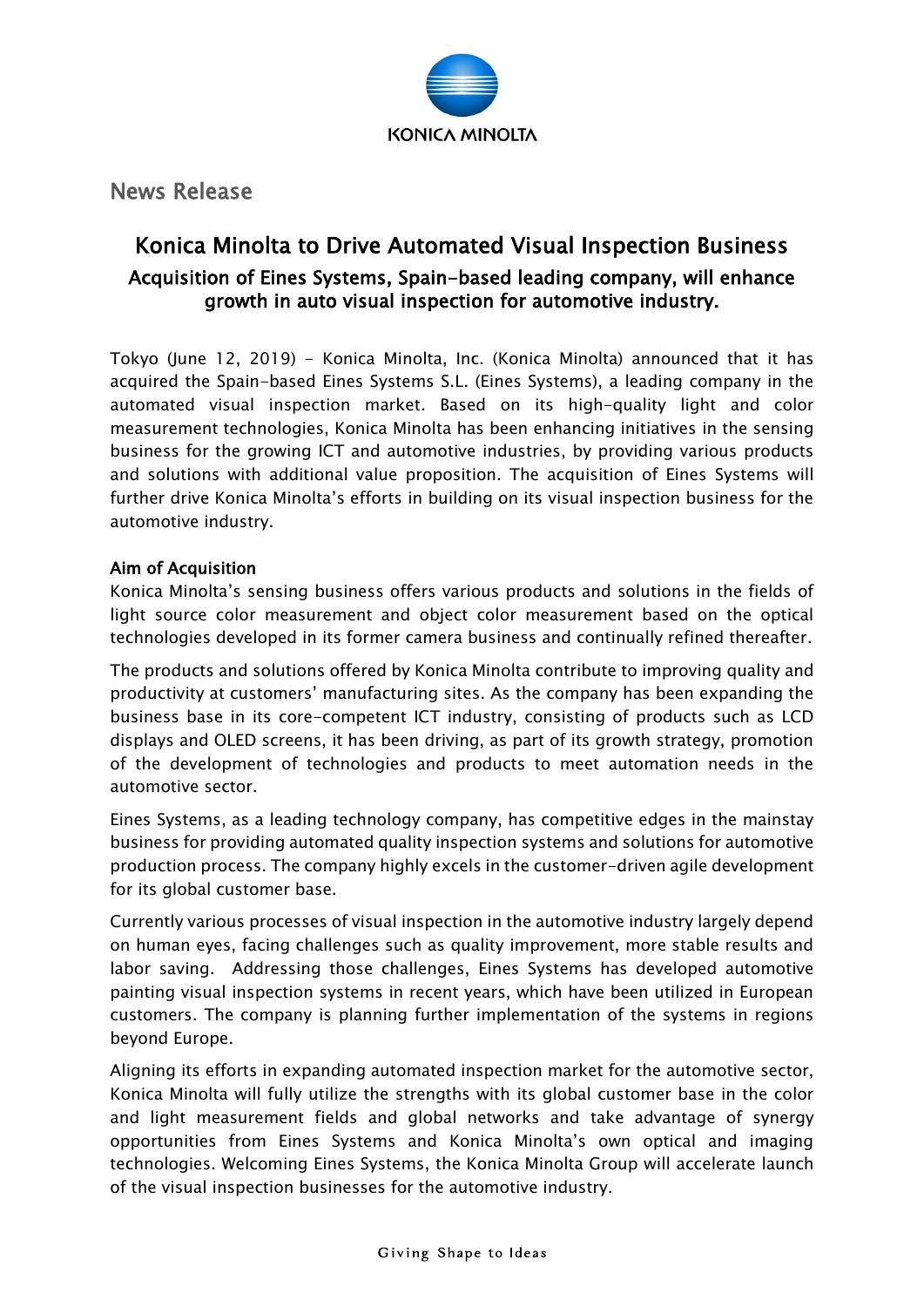KONICA MINOLTA

News Release

# Konica Minolta to Drive Automated Visual Inspection Business

## Acquisition of Eines Systems, Spain-based leading company, will enhance growth in auto visual inspection for automotive industry.

Tokyo (June 12, 2019) - Konica Minolta, Inc. (Konica Minolta) announced that it has acquired the Spain-based Eines Systems S.L. (Eines Systems), a leading company in the automated visual inspection market. Based on its high-quality light and color measurement technologies, Konica Minolta has been enhancing initiatives in the sensing business for the growing ICT and automotive industries, by providing various products and solutions with additional value proposition. The acquisition of Eines Systems will further drive Konica Minolta's efforts in building on its visual inspection business for the automotive industry.

### Aim of Acquisition

Konica Minolta's sensing business offers various products and solutions in the fields of light source color measurement and object color measurement based on the optical technologies developed in its former camera business and continually refined thereafter.

The products and solutions offered by Konica Minolta contribute to improving quality and productivity at customers' manufacturing sites. As the company has been expanding the business base in its core-competent ICT industry, consisting of products such as LCD displays and OLED screens, it has been driving, as part of its growth strategy, promotion of the development of technologies and products to meet automation needs in the automotive sector.

Eines Systems, as a leading technology company, has competitive edges in the mainstay business for providing automated quality inspection systems and solutions for automotive production process. The company highly excels in the customer-driven agile development for its global customer base.

Currently various processes of visual inspection in the automotive industry largely depend on human eyes, facing challenges such as quality improvement, more stable results and labor saving. Addressing those challenges, Eines Systems has developed automotive painting visual inspection systems in recent years, which have been utilized in European customers. The company is planning further implementation of the systems in regions beyond Europe.

Aligning its efforts in expanding automated inspection market for the automotive sector, Konica Minolta will fully utilize the strengths with its global customer base in the color and light measurement fields and global networks and take advantage of synergy opportunities from Eines Systems and Konica Minolta's own optical and imaging technologies. Welcoming Eines Systems, the Konica Minolta Group will accelerate launch of the visual inspection businesses for the automotive industry.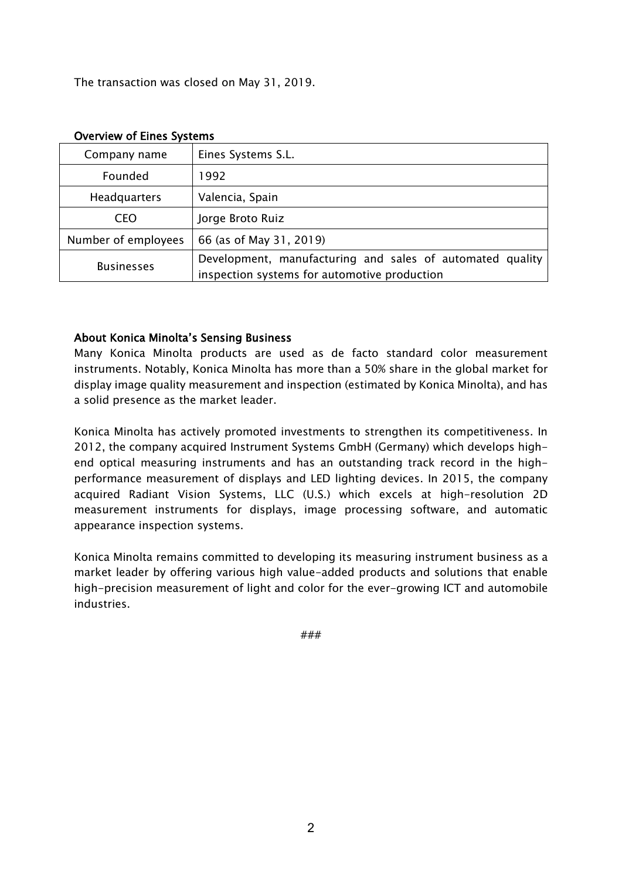The transaction was closed on May 31, 2019.

**Overview of Eines Systems**

| | |
|---|---|
| Company name | Eines Systems S.L. |
| Founded | 1992 |
| Headquarters | Valencia, Spain |
| CEO | Jorge Broto Ruiz |
| Number of employees | 66 (as of May 31, 2019) |
| Businesses | Development, manufacturing and sales of automated quality inspection systems for automotive production |

**About Konica Minolta's Sensing Business**

Many Konica Minolta products are used as de facto standard color measurement instruments. Notably, Konica Minolta has more than a 50% share in the global market for display image quality measurement and inspection (estimated by Konica Minolta), and has a solid presence as the market leader.

Konica Minolta has actively promoted investments to strengthen its competitiveness. In 2012, the company acquired Instrument Systems GmbH (Germany) which develops high-end optical measuring instruments and has an outstanding track record in the high-performance measurement of displays and LED lighting devices. In 2015, the company acquired Radiant Vision Systems, LLC (U.S.) which excels at high-resolution 2D measurement instruments for displays, image processing software, and automatic appearance inspection systems.

Konica Minolta remains committed to developing its measuring instrument business as a market leader by offering various high value-added products and solutions that enable high-precision measurement of light and color for the ever-growing ICT and automobile industries.

###